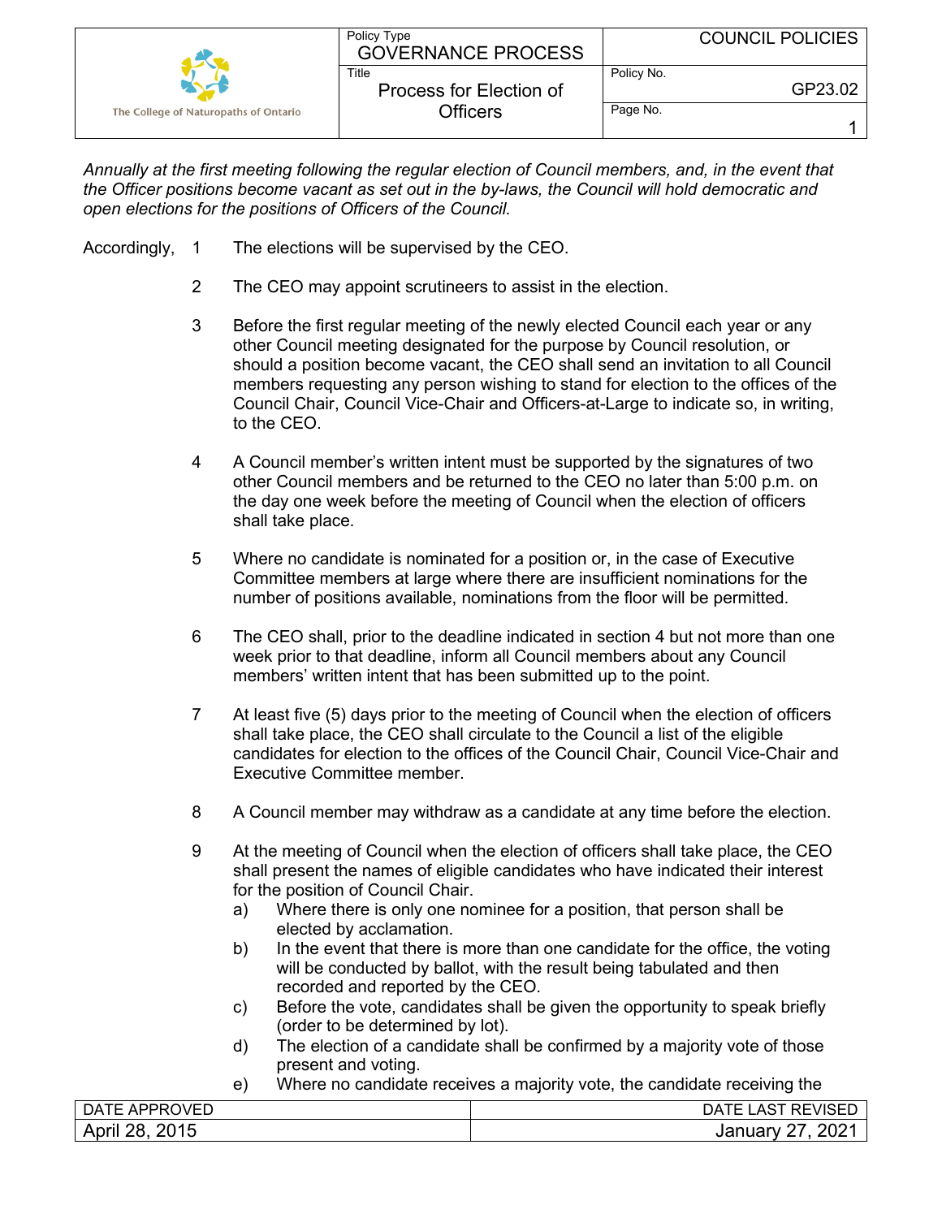| The College of Naturopaths of Ontario | Policy Type GOVERNANCE PROCESS | COUNCIL POLICIES |
|---|---|---|
| | Title Process for Election of Officers | Policy No. GP23.02 |

*Annually at the first meeting following the regular election of Council members, and, in the event that the Officer positions become vacant as set out in the by-laws, the Council will hold democratic and open elections for the positions of Officers of the Council.*

Accordingly,

1. The elections will be supervised by the CEO.

2. The CEO may appoint scrutineers to assist in the election.

3. Before the first regular meeting of the newly elected Council each year or any other Council meeting designated for the purpose by Council resolution, or should a position become vacant, the CEO shall send an invitation to all Council members requesting any person wishing to stand for election to the offices of the Council Chair, Council Vice-Chair and Officers-at-Large to indicate so, in writing, to the CEO.

4. A Council member's written intent must be supported by the signatures of two other Council members and be returned to the CEO no later than 5:00 p.m. on the day one week before the meeting of Council when the election of officers shall take place.

5. Where no candidate is nominated for a position or, in the case of Executive Committee members at large where there are insufficient nominations for the number of positions available, nominations from the floor will be permitted.

6. The CEO shall, prior to the deadline indicated in section 4 but not more than one week prior to that deadline, inform all Council members about any Council members' written intent that has been submitted up to the point.

7. At least five (5) days prior to the meeting of Council when the election of officers shall take place, the CEO shall circulate to the Council a list of the eligible candidates for election to the offices of the Council Chair, Council Vice-Chair and Executive Committee member.

8. A Council member may withdraw as a candidate at any time before the election.

9. At the meeting of Council when the election of officers shall take place, the CEO shall present the names of eligible candidates who have indicated their interest for the position of Council Chair.
   a) Where there is only one nominee for a position, that person shall be elected by acclamation.
   b) In the event that there is more than one candidate for the office, the voting will be conducted by ballot, with the result being tabulated and then recorded and reported by the CEO.
   c) Before the vote, candidates shall be given the opportunity to speak briefly (order to be determined by lot).
   d) The election of a candidate shall be confirmed by a majority vote of those present and voting.
   e) Where no candidate receives a majority vote, the candidate receiving the

| DATE APPROVED | DATE LAST REVISED |
|---|---|
| April 28, 2015 | January 27, 2021 |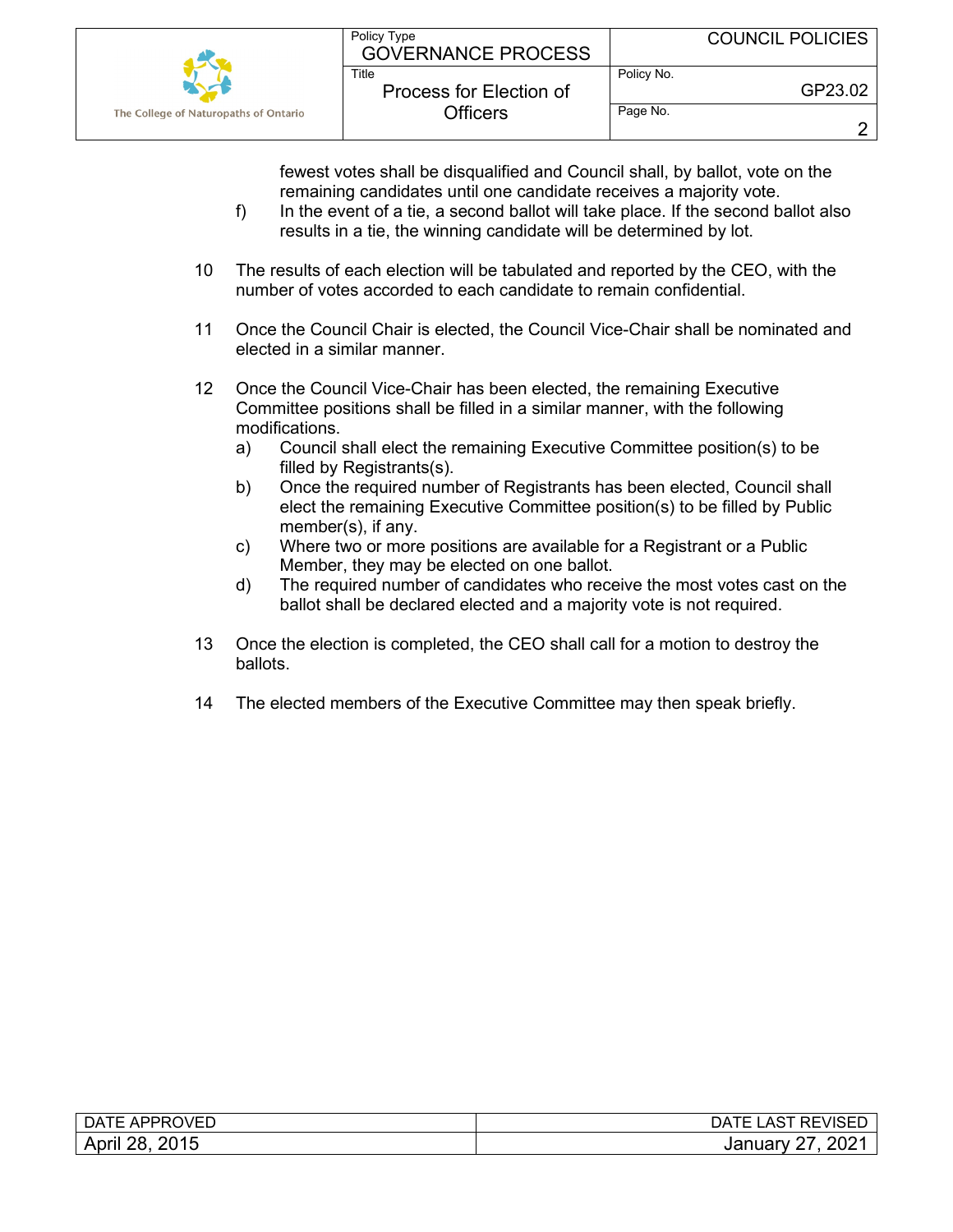fewest votes shall be disqualified and Council shall, by ballot, vote on the remaining candidates until one candidate receives a majority vote.

   f) In the event of a tie, a second ballot will take place. If the second ballot also results in a tie, the winning candidate will be determined by lot.

10. The results of each election will be tabulated and reported by the CEO, with the number of votes accorded to each candidate to remain confidential.

11. Once the Council Chair is elected, the Council Vice-Chair shall be nominated and elected in a similar manner.

12. Once the Council Vice-Chair has been elected, the remaining Executive Committee positions shall be filled in a similar manner, with the following modifications.
   a) Council shall elect the remaining Executive Committee position(s) to be filled by Registrants(s).
   b) Once the required number of Registrants has been elected, Council shall elect the remaining Executive Committee position(s) to be filled by Public member(s), if any.
   c) Where two or more positions are available for a Registrant or a Public Member, they may be elected on one ballot.
   d) The required number of candidates who receive the most votes cast on the ballot shall be declared elected and a majority vote is not required.

13. Once the election is completed, the CEO shall call for a motion to destroy the ballots.

14. The elected members of the Executive Committee may then speak briefly.

| DATE APPROVED | DATE LAST REVISED |
|---|---|
| April 28, 2015 | January 27, 2021 |